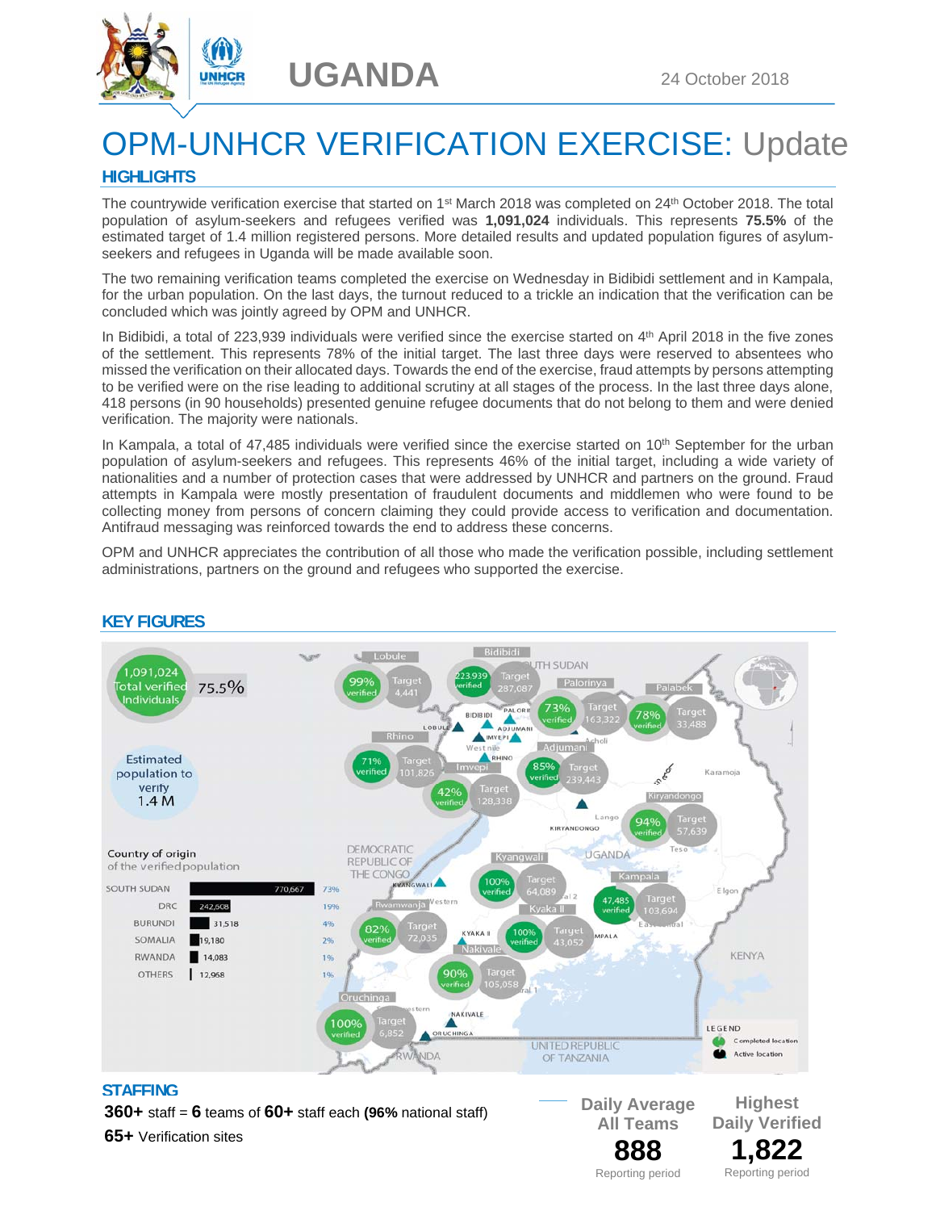# UGANDA

24 October 2018

# OPM-UNHCR VERIFICATION EXERCISE: Update

## HIGHLIGHTS

The countrywide verification exercise that started on 1st March 2018 was completed on 24th October 2018. The total population of asylum-seekers and refugees verified was **1,091,024** individuals. This represents **75.5%** of the estimated target of 1.4 million registered persons. More detailed results and updated population figures of asylum-seekers and refugees in Uganda will be made available soon.

The two remaining verification teams completed the exercise on Wednesday in Bidibidi settlement and in Kampala, for the urban population. On the last days, the turnout reduced to a trickle an indication that the verification can be concluded which was jointly agreed by OPM and UNHCR.

In Bidibidi, a total of 223,939 individuals were verified since the exercise started on 4th April 2018 in the five zones of the settlement. This represents 78% of the initial target. The last three days were reserved to absentees who missed the verification on their allocated days. Towards the end of the exercise, fraud attempts by persons attempting to be verified were on the rise leading to additional scrutiny at all stages of the process. In the last three days alone, 418 persons (in 90 households) presented genuine refugee documents that do not belong to them and were denied verification. The majority were nationals.

In Kampala, a total of 47,485 individuals were verified since the exercise started on 10th September for the urban population of asylum-seekers and refugees. This represents 46% of the initial target, including a wide variety of nationalities and a number of protection cases that were addressed by UNHCR and partners on the ground. Fraud attempts in Kampala were mostly presentation of fraudulent documents and middlemen who were found to be collecting money from persons of concern claiming they could provide access to verification and documentation. Antifraud messaging was reinforced towards the end to address these concerns.

OPM and UNHCR appreciates the contribution of all those who made the verification possible, including settlement administrations, partners on the ground and refugees who supported the exercise.

## KEY FIGURES

1,091,024 Total verified Individuals — 75.5%

Estimated population to verify: 1.4 M

**Country of origin of the verified population**

| Country | Verified | % |
|---|---|---|
| SOUTH SUDAN | 770,667 | 73% |
| DRC | 242,608 | 19% |
| BURUNDI | 31,518 | 4% |
| SOMALIA | 19,180 | 2% |
| RWANDA | 14,083 | 1% |
| OTHERS | 12,968 | 1% |

| Location | Verified | Target |
|---|---|---|
| Lobule | 99% | 4,441 |
| Bidibidi | 223,939 | 287,087 |
| Palorinya | 73% | 163,322 |
| Palabek | 78% | 33,488 |
| Rhino | 71% | 101,826 |
| Imvepi | 42% | 128,338 |
| Adjumani | 85% | 239,443 |
| Kiryandongo | 94% | 57,639 |
| Kyangwali | 100% | 64,089 |
| Kampala | 47,485 | 103,694 |
| Rwamwanja | 82% | 72,035 |
| Kyaka II | 100% | 43,052 |
| Nakivale | 90% | 105,058 |
| Oruchinga | 100% | 6,852 |

## STAFFING

**360+** staff = **6** teams of **60+** staff each **(96%** national staff)

**65+** Verification sites

| Daily Average All Teams | Highest Daily Verified |
|---|---|
| **888** | **1,822** |
| Reporting period | Reporting period |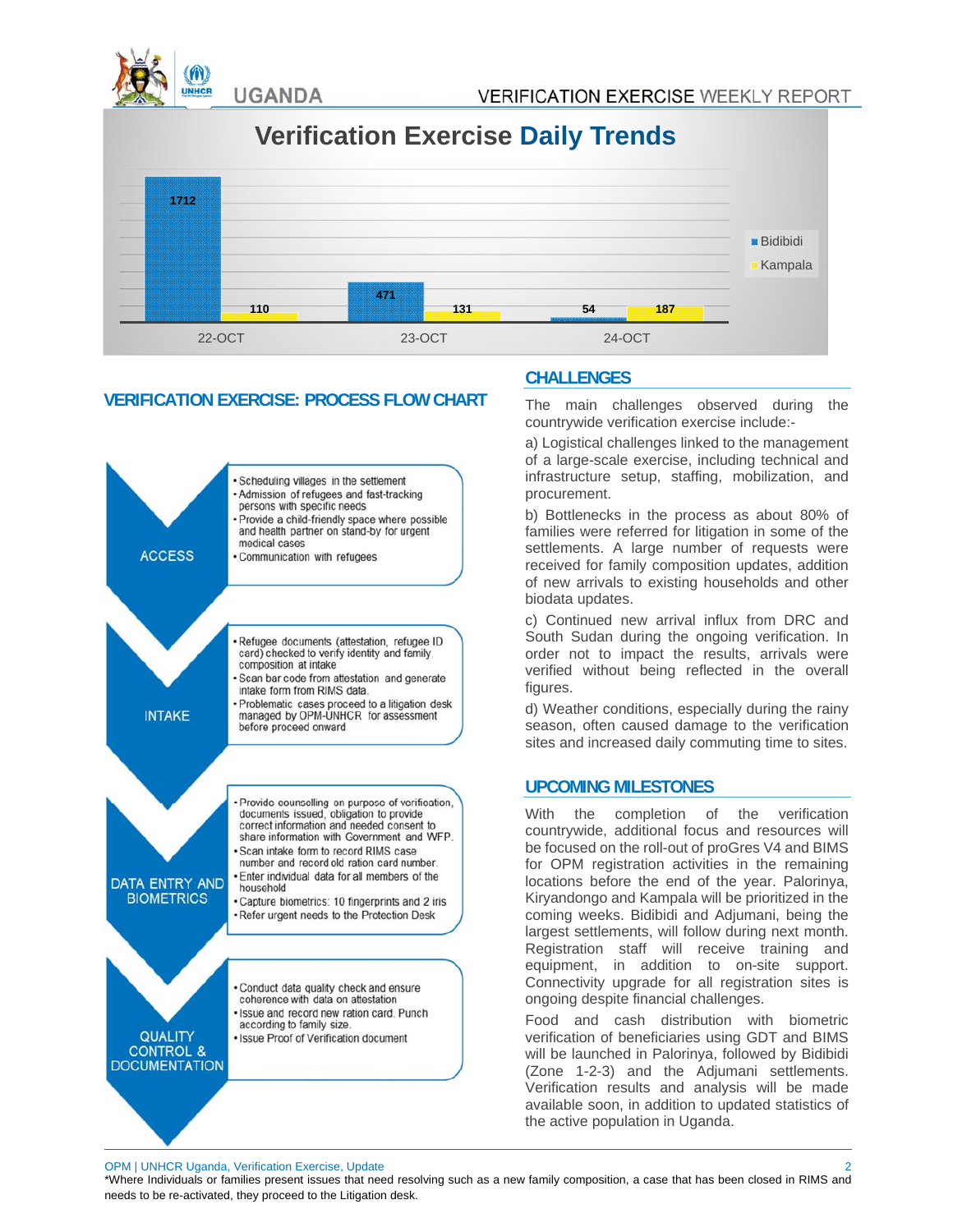## Verification Exercise Daily Trends

1712
110
471
131
54
187

22-OCT
23-OCT
24-OCT

Bidibidi
Kampala

## VERIFICATION EXERCISE: PROCESS FLOW CHART

**ACCESS**

- Scheduling villages in the settlement
- Admission of refugees and fast-tracking persons with specific needs
- Provide a child-friendly space where possible and health partner on stand-by for urgent medical cases
- Communication with refugees

**INTAKE**

- Refugee documents (attestation, refugee ID card) checked to verify identity and family composition at intake
- Scan bar code from attestation and generate intake form from RIMS data.
- Problematic cases proceed to a litigation desk managed by OPM-UNHCR for assessment before proceed onward

**DATA ENTRY AND BIOMETRICS**

- Provide counselling on purpose of verification, documents issued, obligation to provide correct information and needed consent to share information with Government and WFP.
- Scan intake form to record RIMS case number and record old ration card number.
- Enter individual data for all members of the household
- Capture biometrics: 10 fingerprints and 2 iris
- Refer urgent needs to the Protection Desk

**QUALITY CONTROL & DOCUMENTATION**

- Conduct data quality check and ensure coherence with data on attestation
- Issue and record new ration card. Punch according to family size.
- Issue Proof of Verification document

## CHALLENGES

The main challenges observed during the countrywide verification exercise include:-

a) Logistical challenges linked to the management of a large-scale exercise, including technical and infrastructure setup, staffing, mobilization, and procurement.

b) Bottlenecks in the process as about 80% of families were referred for litigation in some of the settlements. A large number of requests were received for family composition updates, addition of new arrivals to existing households and other biodata updates.

c) Continued new arrival influx from DRC and South Sudan during the ongoing verification. In order not to impact the results, arrivals were verified without being reflected in the overall figures.

d) Weather conditions, especially during the rainy season, often caused damage to the verification sites and increased daily commuting time to sites.

## UPCOMING MILESTONES

With the completion of the verification countrywide, additional focus and resources will be focused on the roll-out of proGres V4 and BIMS for OPM registration activities in the remaining locations before the end of the year. Palorinya, Kiryandongo and Kampala will be prioritized in the coming weeks. Bidibidi and Adjumani, being the largest settlements, will follow during next month. Registration staff will receive training and equipment, in addition to on-site support. Connectivity upgrade for all registration sites is ongoing despite financial challenges.

Food and cash distribution with biometric verification of beneficiaries using GDT and BIMS will be launched in Palorinya, followed by Bidibidi (Zone 1-2-3) and the Adjumani settlements. Verification results and analysis will be made available soon, in addition to updated statistics of the active population in Uganda.

*Where Individuals or families present issues that need resolving such as a new family composition, a case that has been closed in RIMS and needs to be re-activated, they proceed to the Litigation desk.